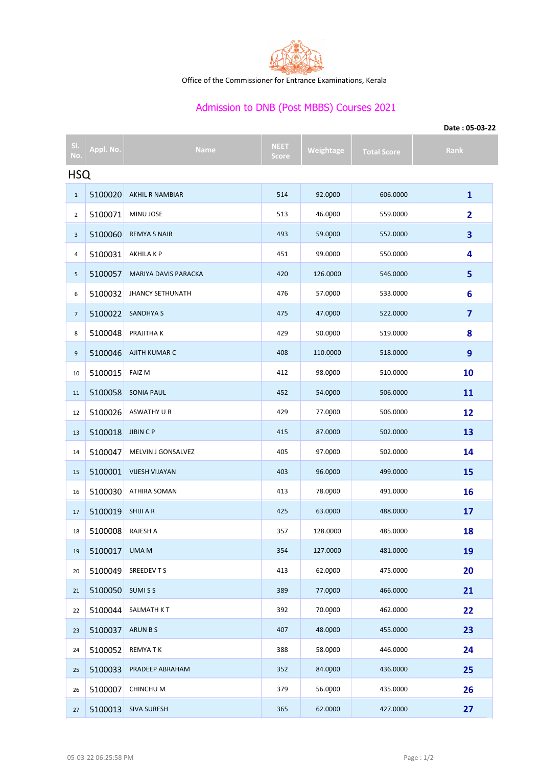Office of the Commissioner for Entrance Examinations, Kerala

# Admission to DNB (Post MBBS) Courses 2021

**Date : 05-03-22**

| Sl. No. | Appl. No. | Name | NEET Score | Weightage | Total Score | Rank |
|---|---|---|---|---|---|---|
| **HSQ** | | | | | | |
| 1 | 5100020 | AKHIL R NAMBIAR | 514 | 92.0000 | 606.0000 | **1** |
| 2 | 5100071 | MINU JOSE | 513 | 46.0000 | 559.0000 | **2** |
| 3 | 5100060 | REMYA S NAIR | 493 | 59.0000 | 552.0000 | **3** |
| 4 | 5100031 | AKHILA K P | 451 | 99.0000 | 550.0000 | **4** |
| 5 | 5100057 | MARIYA DAVIS PARACKA | 420 | 126.0000 | 546.0000 | **5** |
| 6 | 5100032 | JHANCY SETHUNATH | 476 | 57.0000 | 533.0000 | **6** |
| 7 | 5100022 | SANDHYA S | 475 | 47.0000 | 522.0000 | **7** |
| 8 | 5100048 | PRAJITHA K | 429 | 90.0000 | 519.0000 | **8** |
| 9 | 5100046 | AJITH KUMAR C | 408 | 110.0000 | 518.0000 | **9** |
| 10 | 5100015 | FAIZ M | 412 | 98.0000 | 510.0000 | **10** |
| 11 | 5100058 | SONIA PAUL | 452 | 54.0000 | 506.0000 | **11** |
| 12 | 5100026 | ASWATHY U R | 429 | 77.0000 | 506.0000 | **12** |
| 13 | 5100018 | JIBIN C P | 415 | 87.0000 | 502.0000 | **13** |
| 14 | 5100047 | MELVIN J GONSALVEZ | 405 | 97.0000 | 502.0000 | **14** |
| 15 | 5100001 | VIJESH VIJAYAN | 403 | 96.0000 | 499.0000 | **15** |
| 16 | 5100030 | ATHIRA SOMAN | 413 | 78.0000 | 491.0000 | **16** |
| 17 | 5100019 | SHIJI A R | 425 | 63.0000 | 488.0000 | **17** |
| 18 | 5100008 | RAJESH A | 357 | 128.0000 | 485.0000 | **18** |
| 19 | 5100017 | UMA M | 354 | 127.0000 | 481.0000 | **19** |
| 20 | 5100049 | SREEDEV T S | 413 | 62.0000 | 475.0000 | **20** |
| 21 | 5100050 | SUMI S S | 389 | 77.0000 | 466.0000 | **21** |
| 22 | 5100044 | SALMATH K T | 392 | 70.0000 | 462.0000 | **22** |
| 23 | 5100037 | ARUN B S | 407 | 48.0000 | 455.0000 | **23** |
| 24 | 5100052 | REMYA T K | 388 | 58.0000 | 446.0000 | **24** |
| 25 | 5100033 | PRADEEP ABRAHAM | 352 | 84.0000 | 436.0000 | **25** |
| 26 | 5100007 | CHINCHU M | 379 | 56.0000 | 435.0000 | **26** |
| 27 | 5100013 | SIVA SURESH | 365 | 62.0000 | 427.0000 | **27** |

05-03-22 06:25:58 PM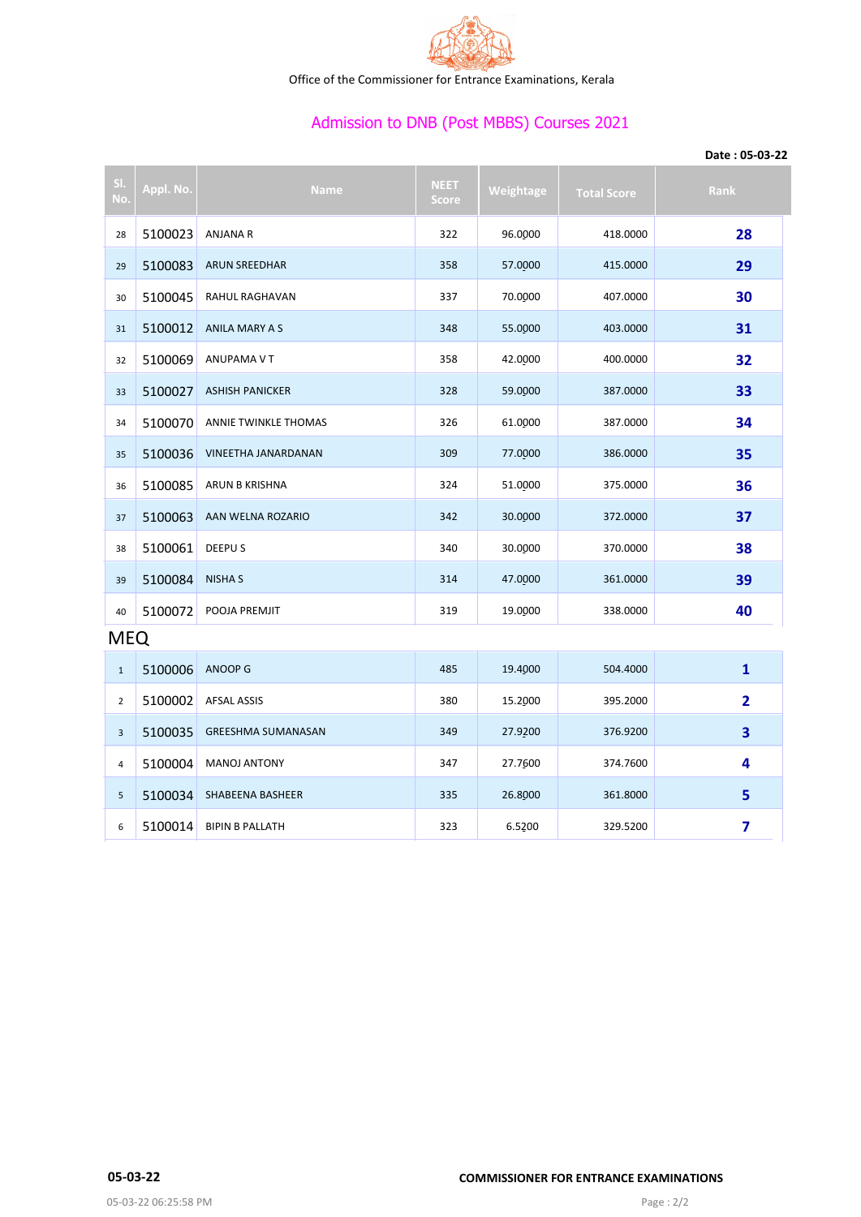Office of the Commissioner for Entrance Examinations, Kerala

## Admission to DNB (Post MBBS) Courses 2021

**Date : 05-03-22**

| Sl. No. | Appl. No. | Name | NEET Score | Weightage | Total Score | Rank |
|---|---|---|---|---|---|---|
| 28 | 5100023 | ANJANA R | 322 | 96.0000 | 418.0000 | **28** |
| 29 | 5100083 | ARUN SREEDHAR | 358 | 57.0000 | 415.0000 | **29** |
| 30 | 5100045 | RAHUL RAGHAVAN | 337 | 70.0000 | 407.0000 | **30** |
| 31 | 5100012 | ANILA MARY A S | 348 | 55.0000 | 403.0000 | **31** |
| 32 | 5100069 | ANUPAMA V T | 358 | 42.0000 | 400.0000 | **32** |
| 33 | 5100027 | ASHISH PANICKER | 328 | 59.0000 | 387.0000 | **33** |
| 34 | 5100070 | ANNIE TWINKLE THOMAS | 326 | 61.0000 | 387.0000 | **34** |
| 35 | 5100036 | VINEETHA JANARDANAN | 309 | 77.0000 | 386.0000 | **35** |
| 36 | 5100085 | ARUN B KRISHNA | 324 | 51.0000 | 375.0000 | **36** |
| 37 | 5100063 | AAN WELNA ROZARIO | 342 | 30.0000 | 372.0000 | **37** |
| 38 | 5100061 | DEEPU S | 340 | 30.0000 | 370.0000 | **38** |
| 39 | 5100084 | NISHA S | 314 | 47.0000 | 361.0000 | **39** |
| 40 | 5100072 | POOJA PREMJIT | 319 | 19.0000 | 338.0000 | **40** |

### MEQ

| Sl. No. | Appl. No. | Name | NEET Score | Weightage | Total Score | Rank |
|---|---|---|---|---|---|---|
| 1 | 5100006 | ANOOP G | 485 | 19.4000 | 504.4000 | **1** |
| 2 | 5100002 | AFSAL ASSIS | 380 | 15.2000 | 395.2000 | **2** |
| 3 | 5100035 | GREESHMA SUMANASAN | 349 | 27.9200 | 376.9200 | **3** |
| 4 | 5100004 | MANOJ ANTONY | 347 | 27.7600 | 374.7600 | **4** |
| 5 | 5100034 | SHABEENA BASHEER | 335 | 26.8000 | 361.8000 | **5** |
| 6 | 5100014 | BIPIN B PALLATH | 323 | 6.5200 | 329.5200 | **7** |

**05-03-22**

**COMMISSIONER FOR ENTRANCE EXAMINATIONS**